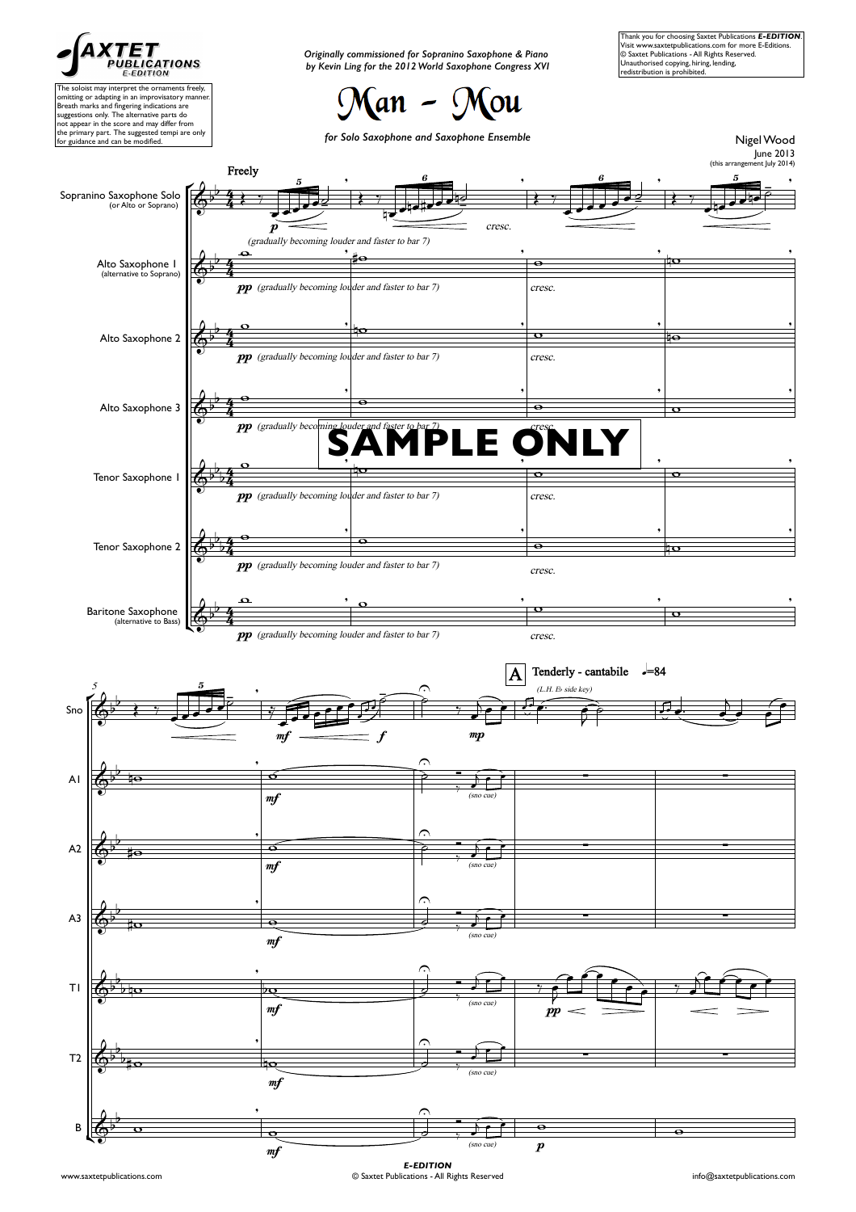SAXTET PUBLICATIONS E-EDITION

The soloist may interpret the ornaments freely, omitting or adapting in an improvisatory manner. Breath marks and fingering indications are suggestions only. The alternative parts do not appear in the score and may differ from the primary part. The suggested tempi are only for guidance and can be modified.

*Originally commissioned for Sopranino Saxophone & Piano by Kevin Ling for the 2012 World Saxophone Congress XVI*

# Man - Mou

*for Solo Saxophone and Saxophone Ensemble*

Thank you for choosing Saxtet Publications ***E-EDITION***. Visit www.saxtetpublications.com for more E-Editions. © Saxtet Publications - All Rights Reserved. Unauthorised copying, hiring, lending, redistribution is prohibited.

Nigel Wood
June 2013
(this arrangement July 2014)

Freely

Sopranino Saxophone Solo (or Alto or Soprano)

Alto Saxophone 1 (alternative to Soprano)

Alto Saxophone 2

Alto Saxophone 3

Tenor Saxophone 1

Tenor Saxophone 2

Baritone Saxophone (alternative to Bass)

*p* (gradually becoming louder and faster to bar 7)

*pp* (gradually becoming louder and faster to bar 7)

cresc.

SAMPLE ONLY

A Tenderly - cantabile ♩=84

(L.H. E♭ side key)

*mf* *f* *mp* *pp* *p*

(sno cue)

www.saxtetpublications.com

***E-EDITION***
© Saxtet Publications - All Rights Reserved

info@saxtetpublications.com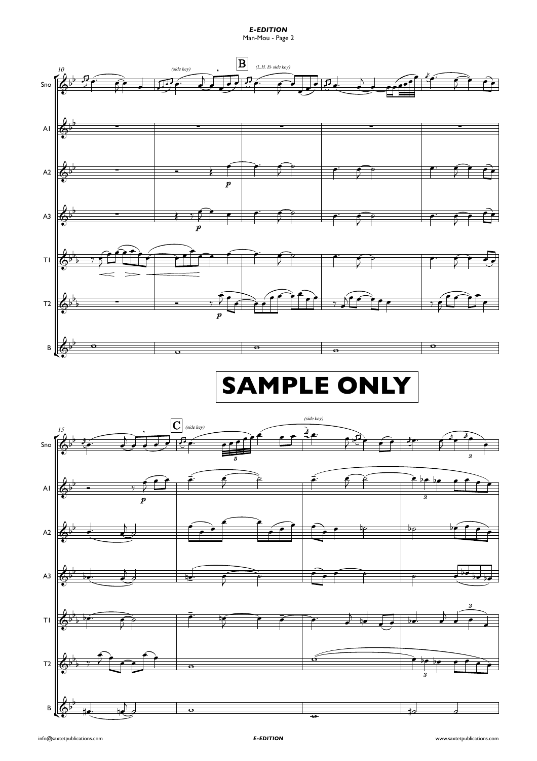**SAMPLE ONLY**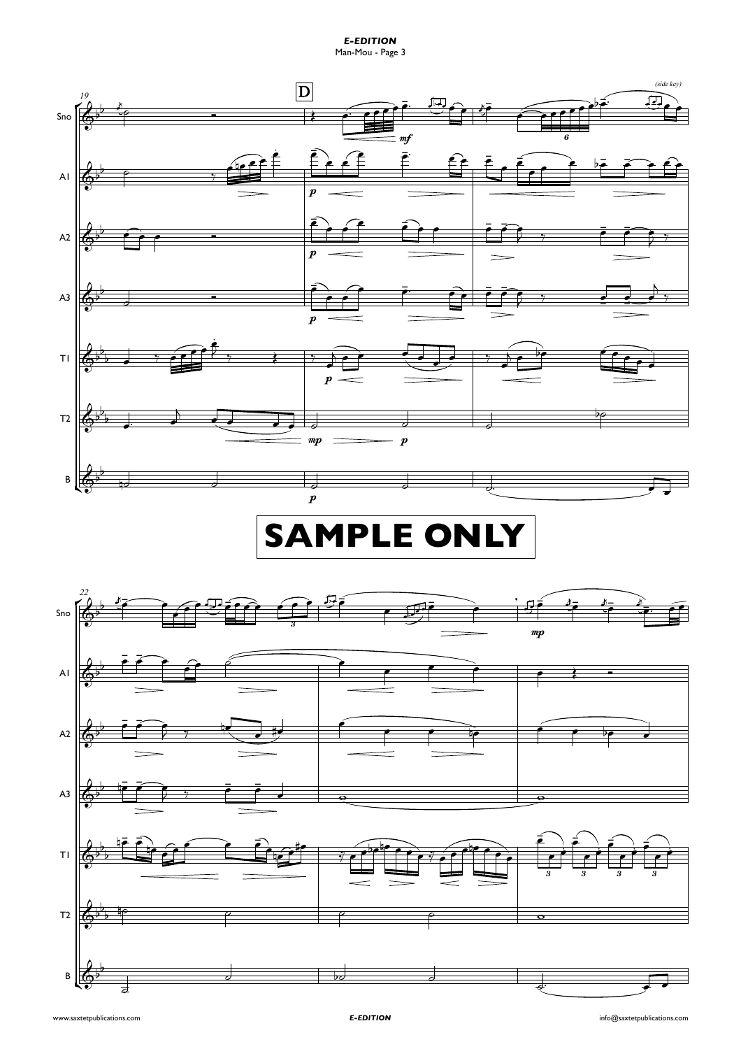SAMPLE ONLY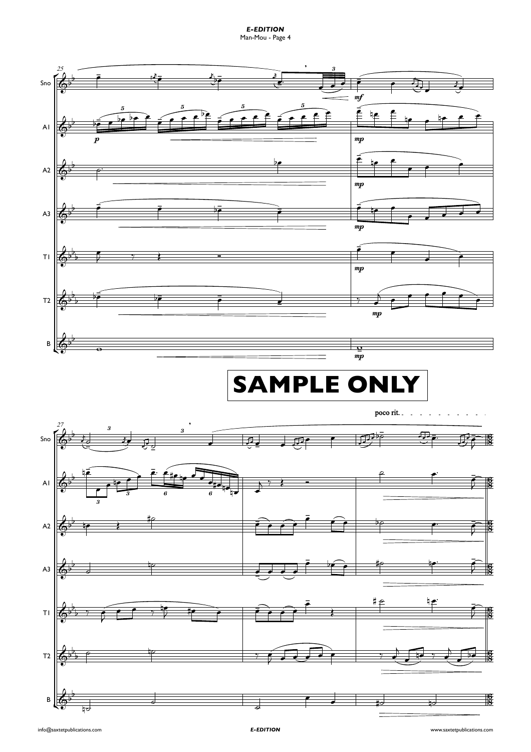**SAMPLE ONLY**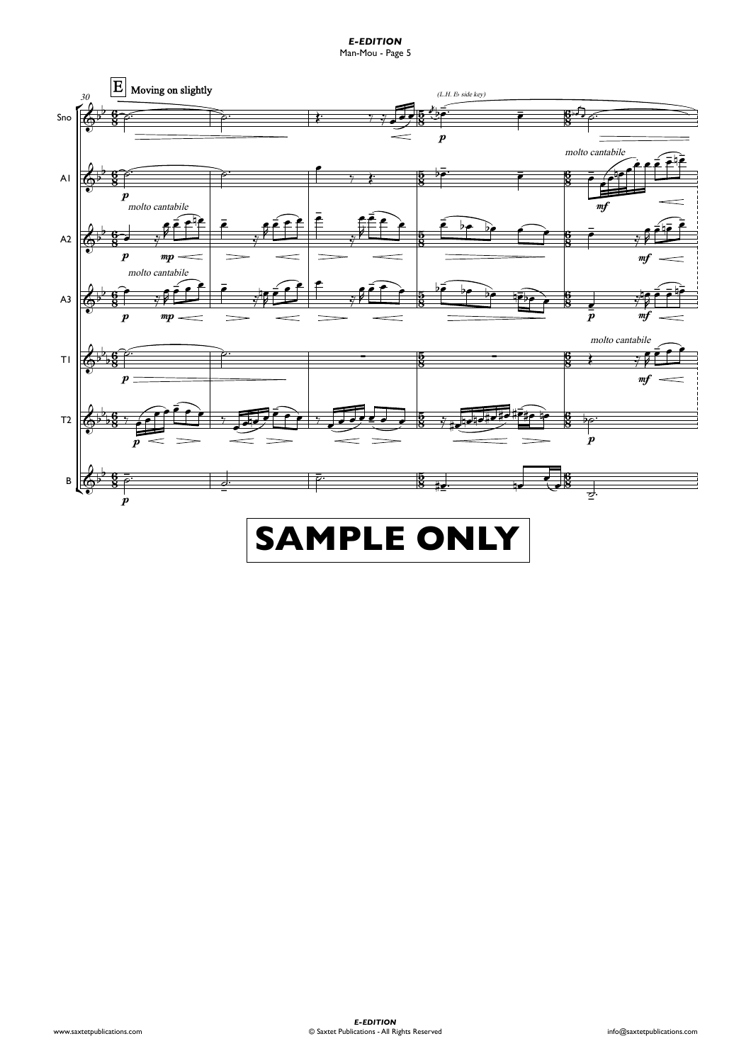E Moving on slightly

30

(L.H. E♭ side key)

Sno

A1

A2

A3

T1

T2

B

molto cantabile

p

mp

mf

**SAMPLE ONLY**